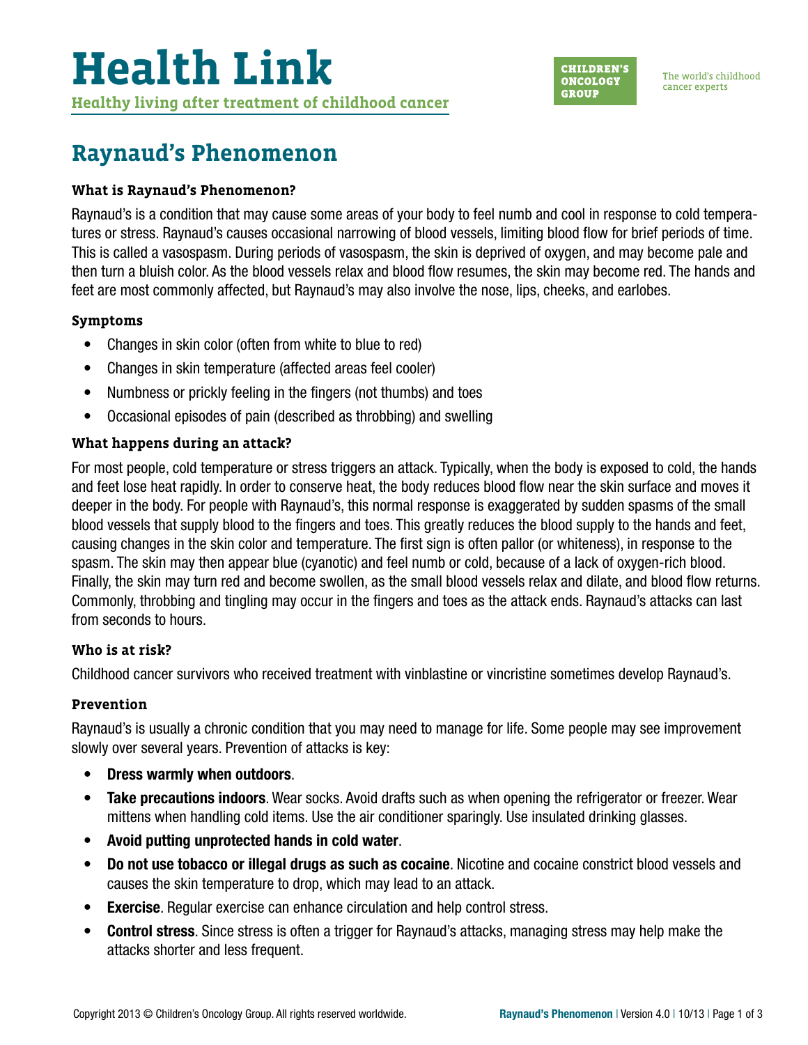# Health Link

**Healthy living after treatment of childhood cancer**

CHILDREN'S ONCOLOGY GROUP

The world's childhood cancer experts

## Raynaud's Phenomenon

### What is Raynaud's Phenomenon?

Raynaud's is a condition that may cause some areas of your body to feel numb and cool in response to cold temperatures or stress. Raynaud's causes occasional narrowing of blood vessels, limiting blood flow for brief periods of time. This is called a vasospasm. During periods of vasospasm, the skin is deprived of oxygen, and may become pale and then turn a bluish color. As the blood vessels relax and blood flow resumes, the skin may become red. The hands and feet are most commonly affected, but Raynaud's may also involve the nose, lips, cheeks, and earlobes.

### Symptoms

- Changes in skin color (often from white to blue to red)
- Changes in skin temperature (affected areas feel cooler)
- Numbness or prickly feeling in the fingers (not thumbs) and toes
- Occasional episodes of pain (described as throbbing) and swelling

### What happens during an attack?

For most people, cold temperature or stress triggers an attack. Typically, when the body is exposed to cold, the hands and feet lose heat rapidly. In order to conserve heat, the body reduces blood flow near the skin surface and moves it deeper in the body. For people with Raynaud's, this normal response is exaggerated by sudden spasms of the small blood vessels that supply blood to the fingers and toes. This greatly reduces the blood supply to the hands and feet, causing changes in the skin color and temperature. The first sign is often pallor (or whiteness), in response to the spasm. The skin may then appear blue (cyanotic) and feel numb or cold, because of a lack of oxygen-rich blood. Finally, the skin may turn red and become swollen, as the small blood vessels relax and dilate, and blood flow returns. Commonly, throbbing and tingling may occur in the fingers and toes as the attack ends. Raynaud's attacks can last from seconds to hours.

### Who is at risk?

Childhood cancer survivors who received treatment with vinblastine or vincristine sometimes develop Raynaud's.

### Prevention

Raynaud's is usually a chronic condition that you may need to manage for life. Some people may see improvement slowly over several years. Prevention of attacks is key:

- **Dress warmly when outdoors**.
- **Take precautions indoors**. Wear socks. Avoid drafts such as when opening the refrigerator or freezer. Wear mittens when handling cold items. Use the air conditioner sparingly. Use insulated drinking glasses.
- **Avoid putting unprotected hands in cold water**.
- **Do not use tobacco or illegal drugs as such as cocaine**. Nicotine and cocaine constrict blood vessels and causes the skin temperature to drop, which may lead to an attack.
- **Exercise**. Regular exercise can enhance circulation and help control stress.
- **Control stress**. Since stress is often a trigger for Raynaud's attacks, managing stress may help make the attacks shorter and less frequent.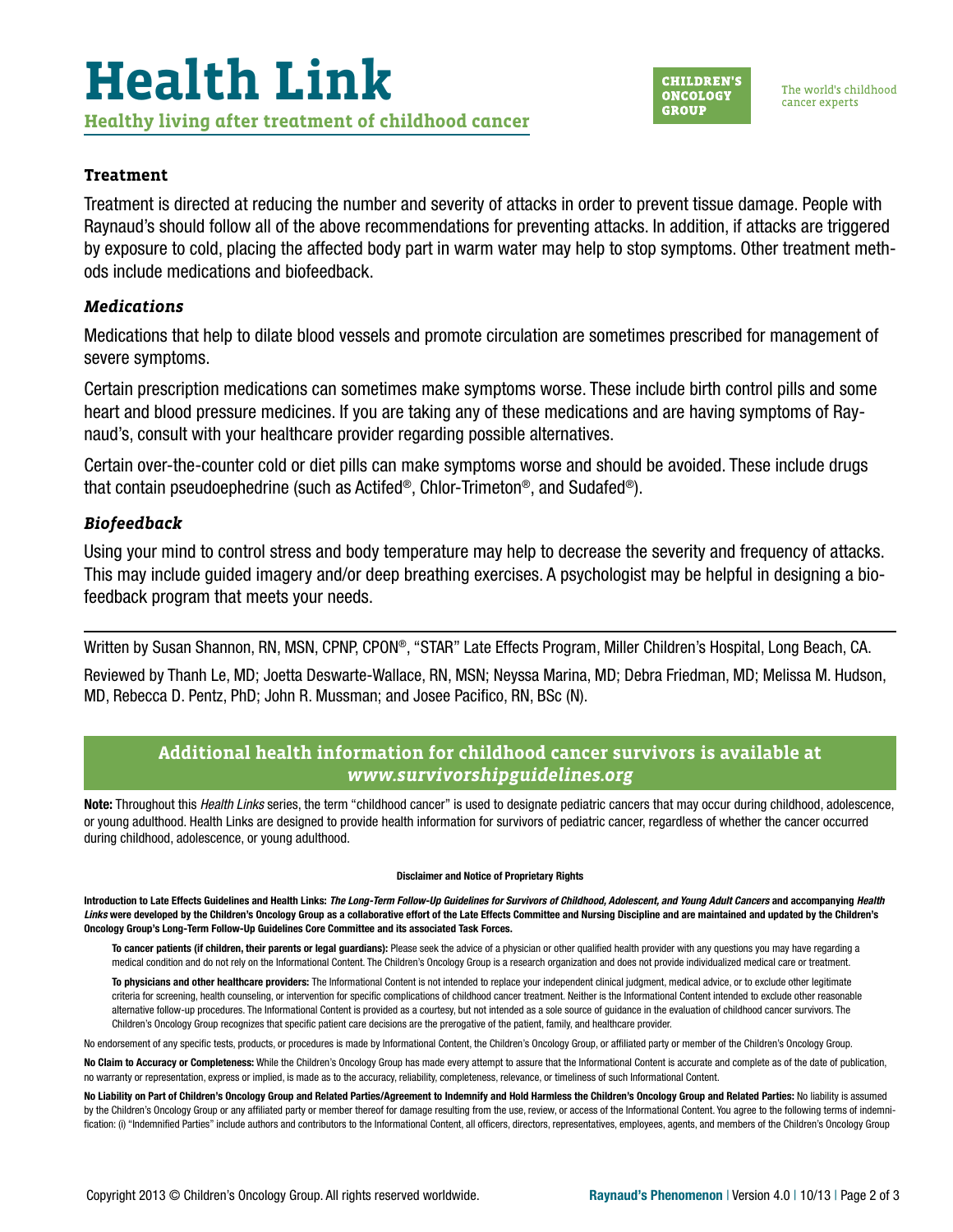### Treatment

Treatment is directed at reducing the number and severity of attacks in order to prevent tissue damage. People with Raynaud's should follow all of the above recommendations for preventing attacks. In addition, if attacks are triggered by exposure to cold, placing the affected body part in warm water may help to stop symptoms. Other treatment methods include medications and biofeedback.

#### *Medications*

Medications that help to dilate blood vessels and promote circulation are sometimes prescribed for management of severe symptoms.

Certain prescription medications can sometimes make symptoms worse. These include birth control pills and some heart and blood pressure medicines. If you are taking any of these medications and are having symptoms of Raynaud's, consult with your healthcare provider regarding possible alternatives.

Certain over-the-counter cold or diet pills can make symptoms worse and should be avoided. These include drugs that contain pseudoephedrine (such as Actifed®, Chlor-Trimeton®, and Sudafed®).

#### *Biofeedback*

Using your mind to control stress and body temperature may help to decrease the severity and frequency of attacks. This may include guided imagery and/or deep breathing exercises. A psychologist may be helpful in designing a biofeedback program that meets your needs.

---

Written by Susan Shannon, RN, MSN, CPNP, CPON®, "STAR" Late Effects Program, Miller Children's Hospital, Long Beach, CA.

Reviewed by Thanh Le, MD; Joetta Deswarte-Wallace, RN, MSN; Neyssa Marina, MD; Debra Friedman, MD; Melissa M. Hudson, MD, Rebecca D. Pentz, PhD; John R. Mussman; and Josee Pacifico, RN, BSc (N).

**Additional health information for childhood cancer survivors is available at *www.survivorshipguidelines.org***

**Note:** Throughout this *Health Links* series, the term "childhood cancer" is used to designate pediatric cancers that may occur during childhood, adolescence, or young adulthood. Health Links are designed to provide health information for survivors of pediatric cancer, regardless of whether the cancer occurred during childhood, adolescence, or young adulthood.

**Disclaimer and Notice of Proprietary Rights**

**Introduction to Late Effects Guidelines and Health Links: *The Long-Term Follow-Up Guidelines for Survivors of Childhood, Adolescent, and Young Adult Cancers* and accompanying *Health Links* were developed by the Children's Oncology Group as a collaborative effort of the Late Effects Committee and Nursing Discipline and are maintained and updated by the Children's Oncology Group's Long-Term Follow-Up Guidelines Core Committee and its associated Task Forces.**

**To cancer patients (if children, their parents or legal guardians):** Please seek the advice of a physician or other qualified health provider with any questions you may have regarding a medical condition and do not rely on the Informational Content. The Children's Oncology Group is a research organization and does not provide individualized medical care or treatment.

**To physicians and other healthcare providers:** The Informational Content is not intended to replace your independent clinical judgment, medical advice, or to exclude other legitimate criteria for screening, health counseling, or intervention for specific complications of childhood cancer treatment. Neither is the Informational Content intended to exclude other reasonable alternative follow-up procedures. The Informational Content is provided as a courtesy, but not intended as a sole source of guidance in the evaluation of childhood cancer survivors. The Children's Oncology Group recognizes that specific patient care decisions are the prerogative of the patient, family, and healthcare provider.

No endorsement of any specific tests, products, or procedures is made by Informational Content, the Children's Oncology Group, or affiliated party or member of the Children's Oncology Group.

**No Claim to Accuracy or Completeness:** While the Children's Oncology Group has made every attempt to assure that the Informational Content is accurate and complete as of the date of publication, no warranty or representation, express or implied, is made as to the accuracy, reliability, completeness, relevance, or timeliness of such Informational Content.

**No Liability on Part of Children's Oncology Group and Related Parties/Agreement to Indemnify and Hold Harmless the Children's Oncology Group and Related Parties:** No liability is assumed by the Children's Oncology Group or any affiliated party or member thereof for damage resulting from the use, review, or access of the Informational Content. You agree to the following terms of indemnification: (i) "Indemnified Parties" include authors and contributors to the Informational Content, all officers, directors, representatives, employees, agents, and members of the Children's Oncology Group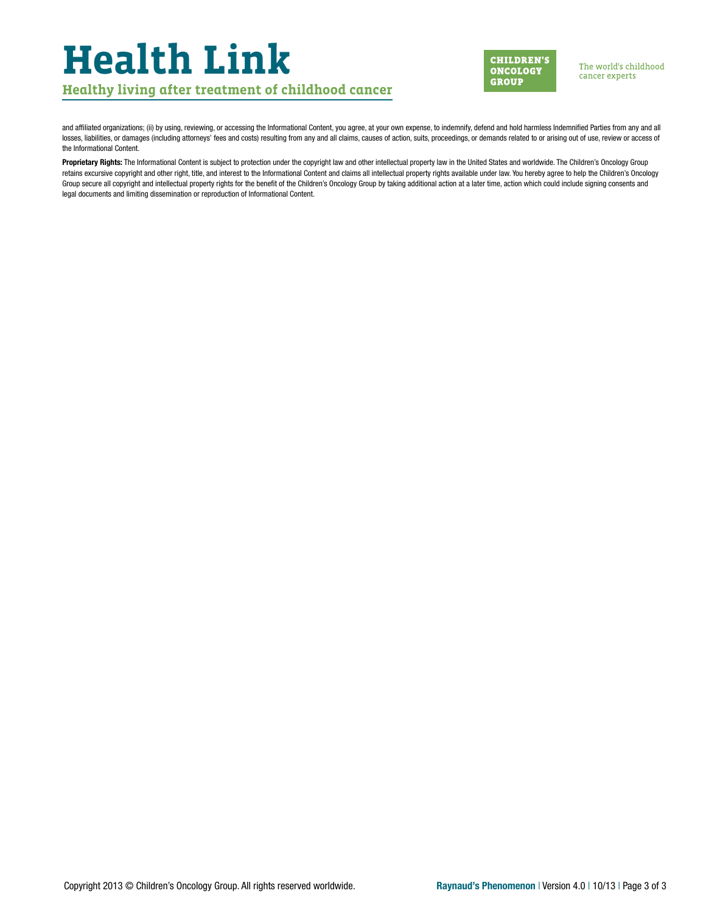and affiliated organizations; (ii) by using, reviewing, or accessing the Informational Content, you agree, at your own expense, to indemnify, defend and hold harmless Indemnified Parties from any and all losses, liabilities, or damages (including attorneys' fees and costs) resulting from any and all claims, causes of action, suits, proceedings, or demands related to or arising out of use, review or access of the Informational Content.

**Proprietary Rights:** The Informational Content is subject to protection under the copyright law and other intellectual property law in the United States and worldwide. The Children's Oncology Group retains excursive copyright and other right, title, and interest to the Informational Content and claims all intellectual property rights available under law. You hereby agree to help the Children's Oncology Group secure all copyright and intellectual property rights for the benefit of the Children's Oncology Group by taking additional action at a later time, action which could include signing consents and legal documents and limiting dissemination or reproduction of Informational Content.